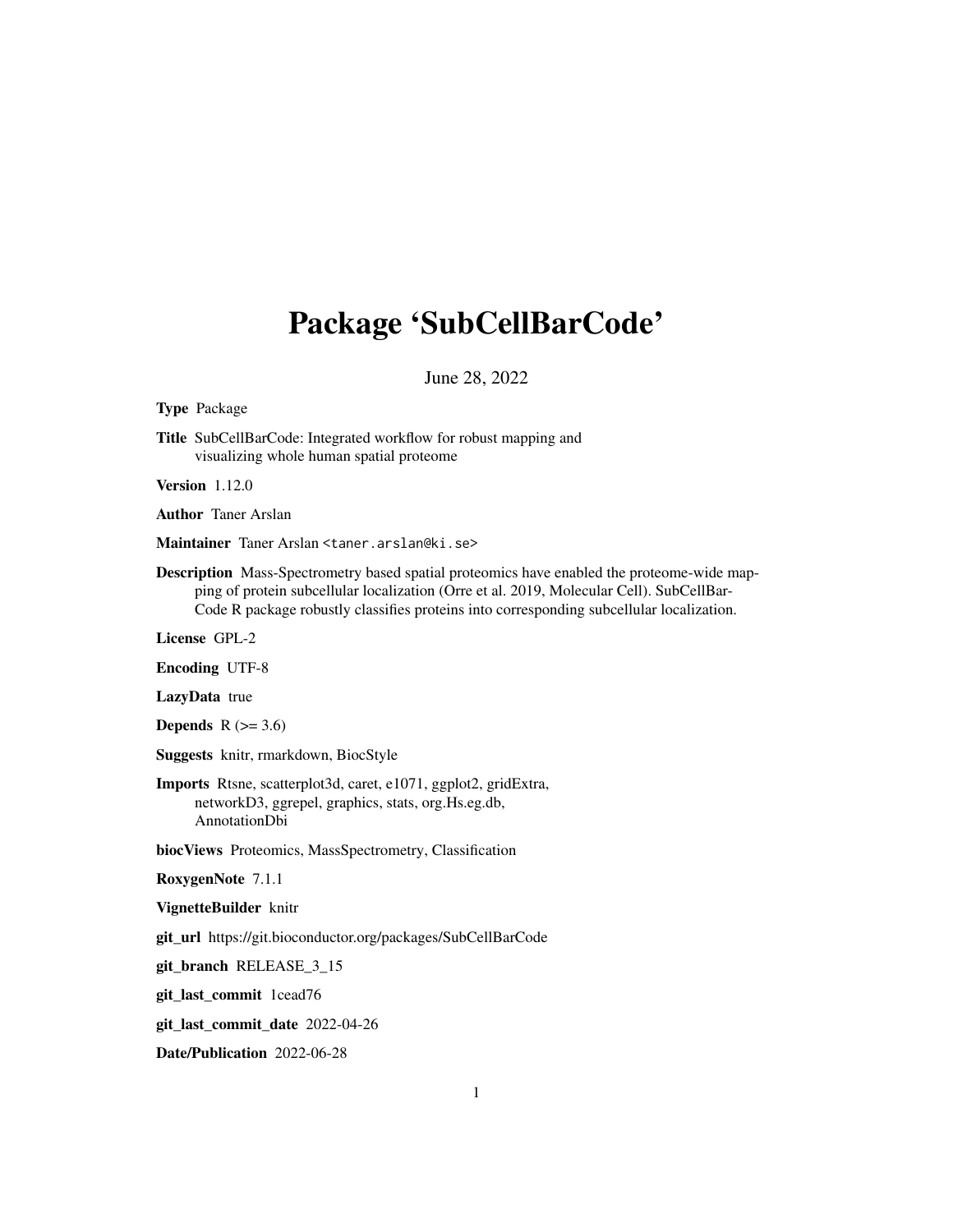# Package 'SubCellBarCode'

June 28, 2022

**Type** Package

**Title** SubCellBarCode: Integrated workflow for robust mapping and visualizing whole human spatial proteome

**Version** 1.12.0

**Author** Taner Arslan

**Maintainer** Taner Arslan <taner.arslan@ki.se>

**Description** Mass-Spectrometry based spatial proteomics have enabled the proteome-wide mapping of protein subcellular localization (Orre et al. 2019, Molecular Cell). SubCellBarCode R package robustly classifies proteins into corresponding subcellular localization.

**License** GPL-2

**Encoding** UTF-8

**LazyData** true

**Depends** R (>= 3.6)

**Suggests** knitr, rmarkdown, BiocStyle

**Imports** Rtsne, scatterplot3d, caret, e1071, ggplot2, gridExtra, networkD3, ggrepel, graphics, stats, org.Hs.eg.db, AnnotationDbi

**biocViews** Proteomics, MassSpectrometry, Classification

**RoxygenNote** 7.1.1

**VignetteBuilder** knitr

**git_url** https://git.bioconductor.org/packages/SubCellBarCode

**git_branch** RELEASE_3_15

**git_last_commit** 1cead76

**git_last_commit_date** 2022-04-26

**Date/Publication** 2022-06-28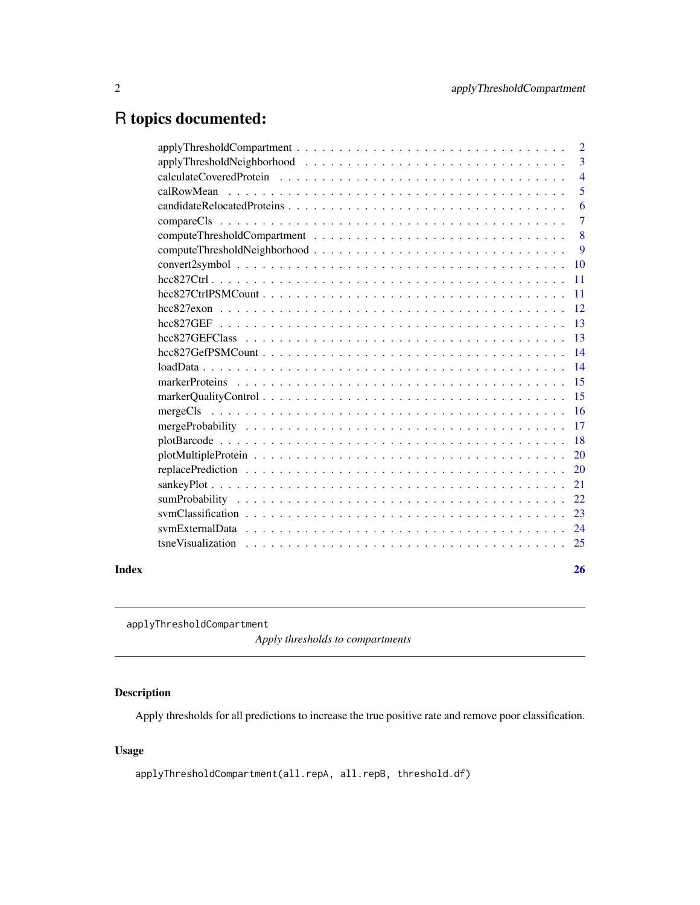# R topics documented:

| | |
|---|---|
| applyThresholdCompartment | 2 |
| applyThresholdNeighborhood | 3 |
| calculateCoveredProtein | 4 |
| calRowMean | 5 |
| candidateRelocatedProteins | 6 |
| compareCls | 7 |
| computeThresholdCompartment | 8 |
| computeThresholdNeighborhood | 9 |
| convert2symbol | 10 |
| hcc827Ctrl | 11 |
| hcc827CtrlPSMCount | 11 |
| hcc827exon | 12 |
| hcc827GEF | 13 |
| hcc827GEFClass | 13 |
| hcc827GefPSMCount | 14 |
| loadData | 14 |
| markerProteins | 15 |
| markerQualityControl | 15 |
| mergeCls | 16 |
| mergeProbability | 17 |
| plotBarcode | 18 |
| plotMultipleProtein | 20 |
| replacePrediction | 20 |
| sankeyPlot | 21 |
| sumProbability | 22 |
| svmClassification | 23 |
| svmExternalData | 24 |
| tsneVisualization | 25 |
| **Index** | **26** |

---

`applyThresholdCompartment` *Apply thresholds to compartments*

---

## Description

Apply thresholds for all predictions to increase the true positive rate and remove poor classification.

## Usage

```
applyThresholdCompartment(all.repA, all.repB, threshold.df)
```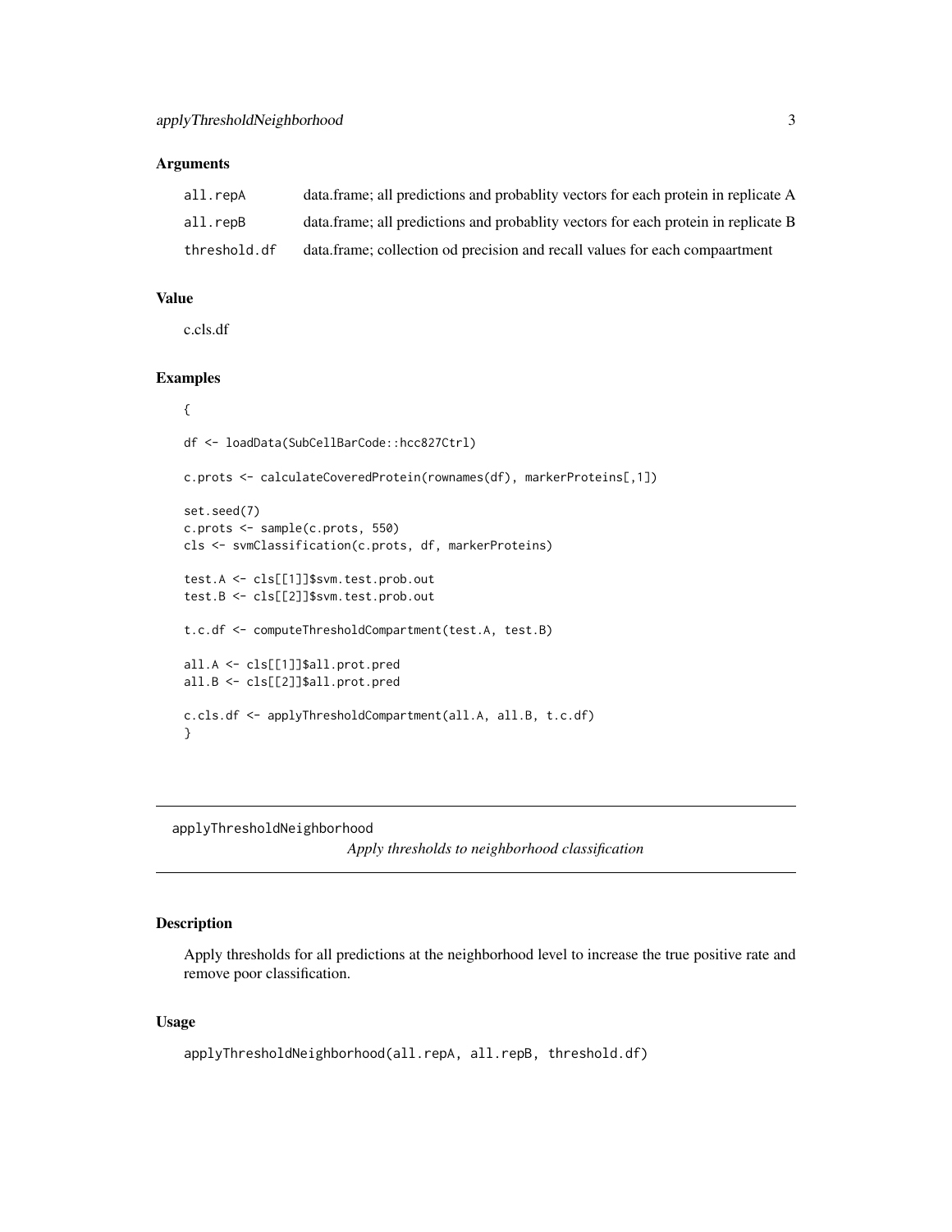### Arguments

| | |
|---|---|
| all.repA | data.frame; all predictions and probablity vectors for each protein in replicate A |
| all.repB | data.frame; all predictions and probablity vectors for each protein in replicate B |
| threshold.df | data.frame; collection od precision and recall values for each compaartment |

### Value

c.cls.df

### Examples

```
{

df <- loadData(SubCellBarCode::hcc827Ctrl)

c.prots <- calculateCoveredProtein(rownames(df), markerProteins[,1])

set.seed(7)
c.prots <- sample(c.prots, 550)
cls <- svmClassification(c.prots, df, markerProteins)

test.A <- cls[[1]]$svm.test.prob.out
test.B <- cls[[2]]$svm.test.prob.out

t.c.df <- computeThresholdCompartment(test.A, test.B)

all.A <- cls[[1]]$all.prot.pred
all.B <- cls[[2]]$all.prot.pred

c.cls.df <- applyThresholdCompartment(all.A, all.B, t.c.df)
}
```

---

## applyThresholdNeighborhood

*Apply thresholds to neighborhood classification*

---

### Description

Apply thresholds for all predictions at the neighborhood level to increase the true positive rate and remove poor classification.

### Usage

```
applyThresholdNeighborhood(all.repA, all.repB, threshold.df)
```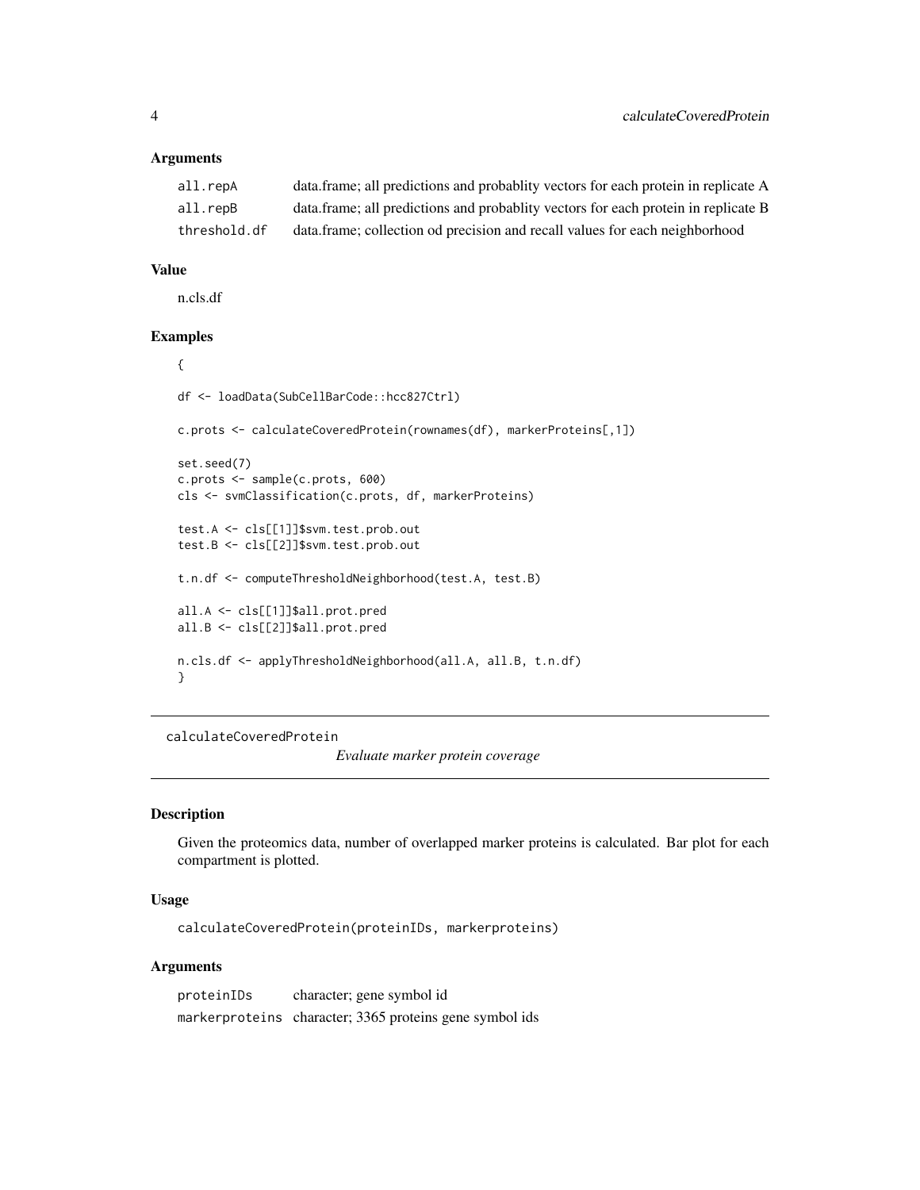### Arguments

| | |
|---|---|
| `all.repA` | data.frame; all predictions and probablity vectors for each protein in replicate A |
| `all.repB` | data.frame; all predictions and probablity vectors for each protein in replicate B |
| `threshold.df` | data.frame; collection od precision and recall values for each neighborhood |

### Value

n.cls.df

### Examples

```
{

df <- loadData(SubCellBarCode::hcc827Ctrl)

c.prots <- calculateCoveredProtein(rownames(df), markerProteins[,1])

set.seed(7)
c.prots <- sample(c.prots, 600)
cls <- svmClassification(c.prots, df, markerProteins)

test.A <- cls[[1]]$svm.test.prob.out
test.B <- cls[[2]]$svm.test.prob.out

t.n.df <- computeThresholdNeighborhood(test.A, test.B)

all.A <- cls[[1]]$all.prot.pred
all.B <- cls[[2]]$all.prot.pred

n.cls.df <- applyThresholdNeighborhood(all.A, all.B, t.n.df)
}
```

---

## calculateCoveredProtein    *Evaluate marker protein coverage*

### Description

Given the proteomics data, number of overlapped marker proteins is calculated. Bar plot for each compartment is plotted.

### Usage

```
calculateCoveredProtein(proteinIDs, markerproteins)
```

### Arguments

| | |
|---|---|
| `proteinIDs` | character; gene symbol id |
| `markerproteins` | character; 3365 proteins gene symbol ids |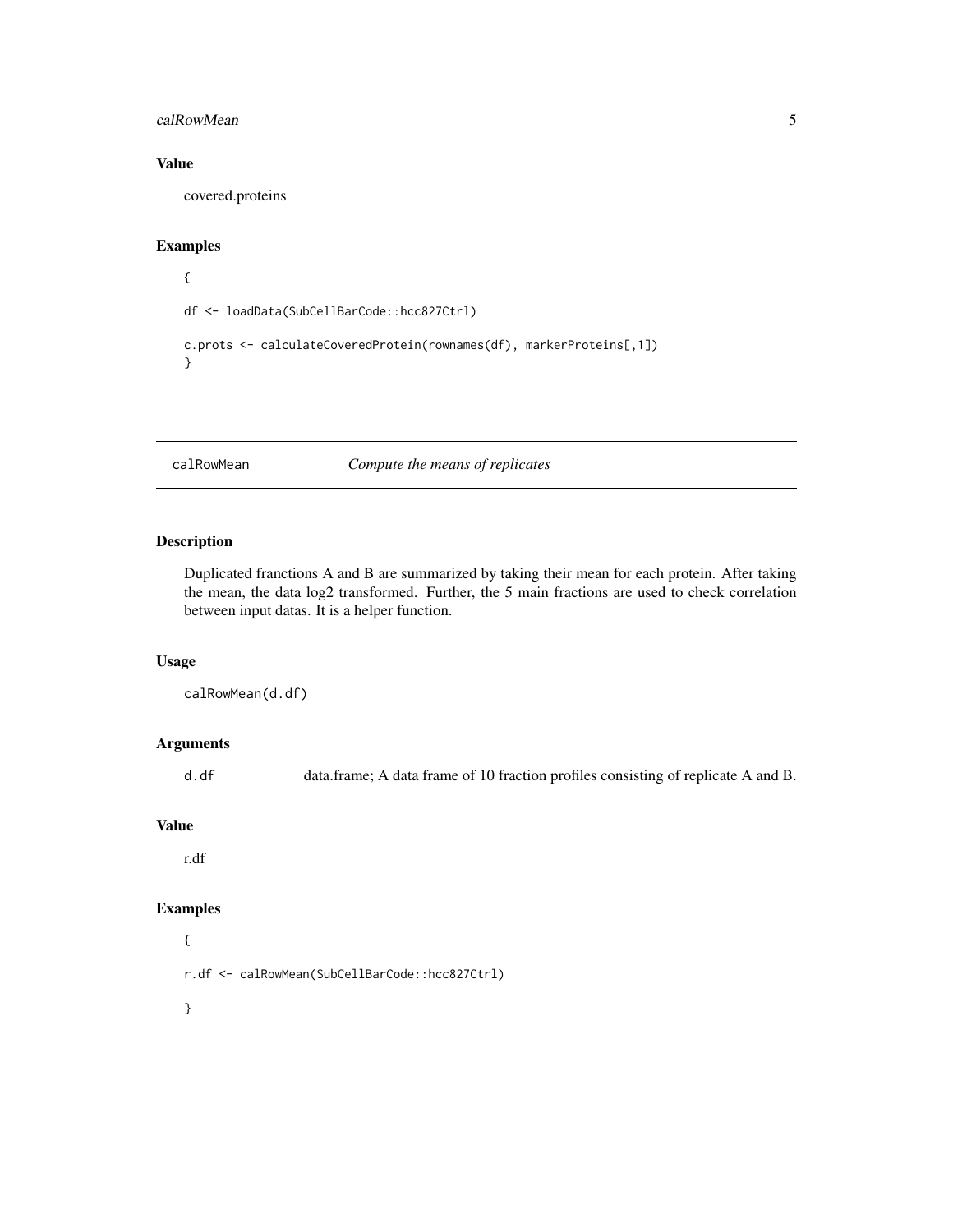## Value

covered.proteins

## Examples

```
{

df <- loadData(SubCellBarCode::hcc827Ctrl)

c.prots <- calculateCoveredProtein(rownames(df), markerProteins[,1])
}
```

---

# calRowMean *Compute the means of replicates*

## Description

Duplicated franctions A and B are summarized by taking their mean for each protein. After taking the mean, the data log2 transformed. Further, the 5 main fractions are used to check correlation between input datas. It is a helper function.

## Usage

```
calRowMean(d.df)
```

## Arguments

| | |
|---|---|
| d.df | data.frame; A data frame of 10 fraction profiles consisting of replicate A and B. |

## Value

r.df

## Examples

```
{

r.df <- calRowMean(SubCellBarCode::hcc827Ctrl)

}
```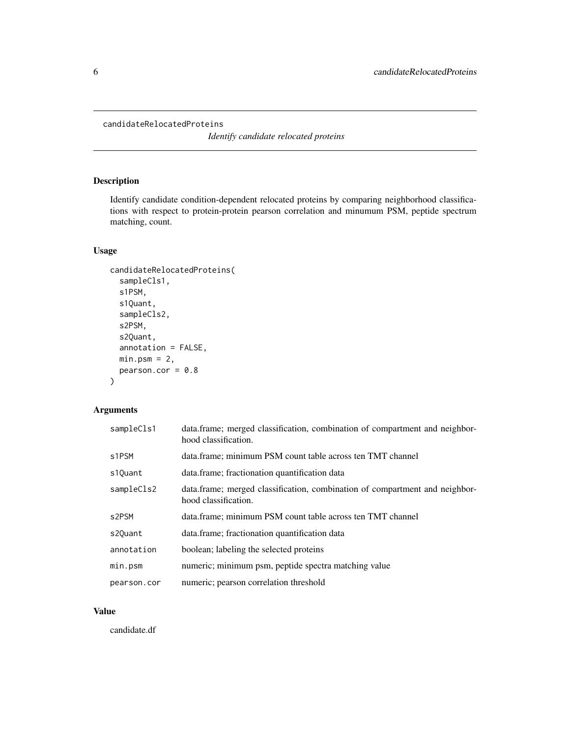candidateRelocatedProteins

*Identify candidate relocated proteins*

## Description

Identify candidate condition-dependent relocated proteins by comparing neighborhood classifications with respect to protein-protein pearson correlation and minumum PSM, peptide spectrum matching, count.

## Usage

```
candidateRelocatedProteins(
  sampleCls1,
  s1PSM,
  s1Quant,
  sampleCls2,
  s2PSM,
  s2Quant,
  annotation = FALSE,
  min.psm = 2,
  pearson.cor = 0.8
)
```

## Arguments

| | |
|---|---|
| sampleCls1 | data.frame; merged classification, combination of compartment and neighborhood classification. |
| s1PSM | data.frame; minimum PSM count table across ten TMT channel |
| s1Quant | data.frame; fractionation quantification data |
| sampleCls2 | data.frame; merged classification, combination of compartment and neighborhood classification. |
| s2PSM | data.frame; minimum PSM count table across ten TMT channel |
| s2Quant | data.frame; fractionation quantification data |
| annotation | boolean; labeling the selected proteins |
| min.psm | numeric; minimum psm, peptide spectra matching value |
| pearson.cor | numeric; pearson correlation threshold |

## Value

candidate.df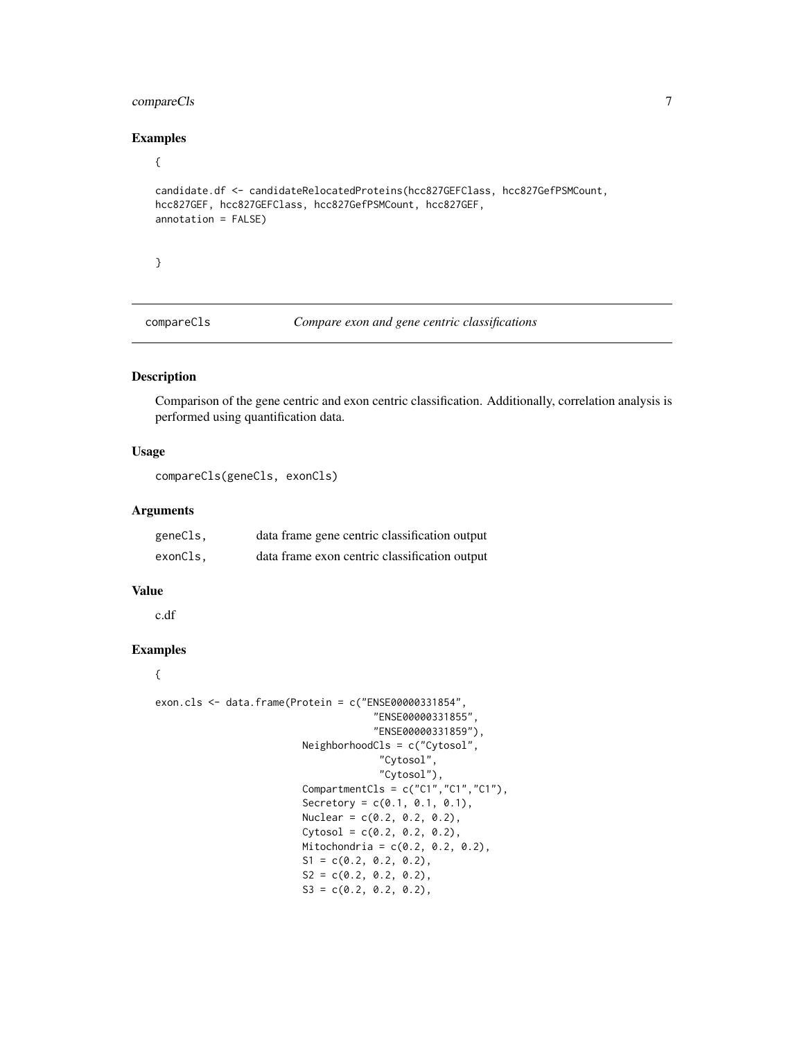## Examples

```
{

candidate.df <- candidateRelocatedProteins(hcc827GEFClass, hcc827GefPSMCount,
hcc827GEF, hcc827GEFClass, hcc827GefPSMCount, hcc827GEF,
annotation = FALSE)


}
```

---

# compareCls — *Compare exon and gene centric classifications*

---

## Description

Comparison of the gene centric and exon centric classification. Additionally, correlation analysis is performed using quantification data.

## Usage

```
compareCls(geneCls, exonCls)
```

## Arguments

| | |
|---|---|
| geneCls, | data frame gene centric classification output |
| exonCls, | data frame exon centric classification output |

## Value

c.df

## Examples

```
{

exon.cls <- data.frame(Protein = c("ENSE00000331854",
                                   "ENSE00000331855",
                                   "ENSE00000331859"),
                       NeighborhoodCls = c("Cytosol",
                                    "Cytosol",
                                    "Cytosol"),
                       CompartmentCls = c("C1","C1","C1"),
                       Secretory = c(0.1, 0.1, 0.1),
                       Nuclear = c(0.2, 0.2, 0.2),
                       Cytosol = c(0.2, 0.2, 0.2),
                       Mitochondria = c(0.2, 0.2, 0.2),
                       S1 = c(0.2, 0.2, 0.2),
                       S2 = c(0.2, 0.2, 0.2),
                       S3 = c(0.2, 0.2, 0.2),
```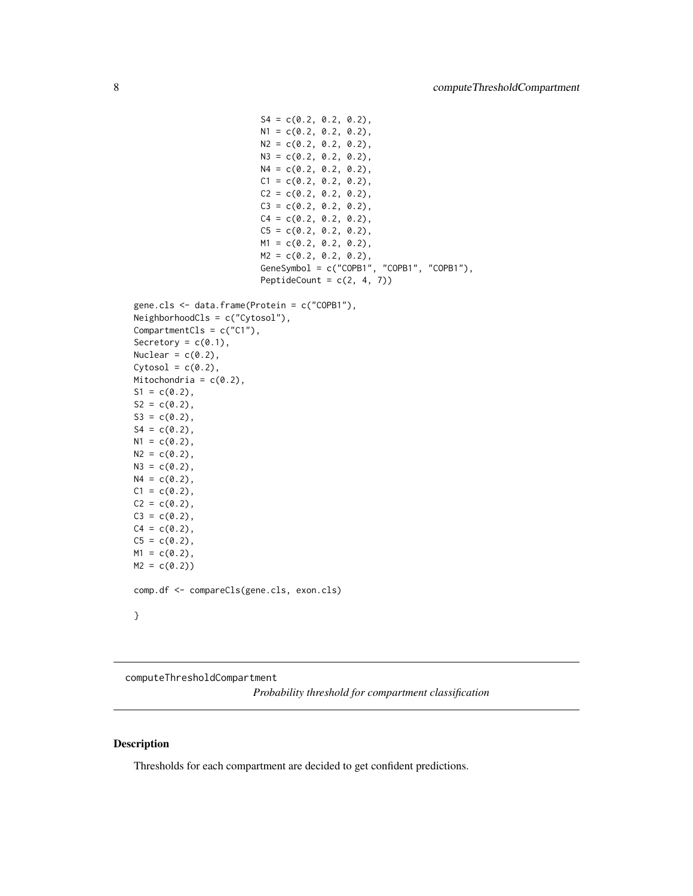```
                        S4 = c(0.2, 0.2, 0.2),
                        N1 = c(0.2, 0.2, 0.2),
                        N2 = c(0.2, 0.2, 0.2),
                        N3 = c(0.2, 0.2, 0.2),
                        N4 = c(0.2, 0.2, 0.2),
                        C1 = c(0.2, 0.2, 0.2),
                        C2 = c(0.2, 0.2, 0.2),
                        C3 = c(0.2, 0.2, 0.2),
                        C4 = c(0.2, 0.2, 0.2),
                        C5 = c(0.2, 0.2, 0.2),
                        M1 = c(0.2, 0.2, 0.2),
                        M2 = c(0.2, 0.2, 0.2),
                        GeneSymbol = c("COPB1", "COPB1", "COPB1"),
                        PeptideCount = c(2, 4, 7))

gene.cls <- data.frame(Protein = c("COPB1"),
NeighborhoodCls = c("Cytosol"),
CompartmentCls = c("C1"),
Secretory = c(0.1),
Nuclear = c(0.2),
Cytosol = c(0.2),
Mitochondria = c(0.2),
S1 = c(0.2),
S2 = c(0.2),
S3 = c(0.2),
S4 = c(0.2),
N1 = c(0.2),
N2 = c(0.2),
N3 = c(0.2),
N4 = c(0.2),
C1 = c(0.2),
C2 = c(0.2),
C3 = c(0.2),
C4 = c(0.2),
C5 = c(0.2),
M1 = c(0.2),
M2 = c(0.2))

comp.df <- compareCls(gene.cls, exon.cls)

}
```

---

computeThresholdCompartment

*Probability threshold for compartment classification*

---

## Description

Thresholds for each compartment are decided to get confident predictions.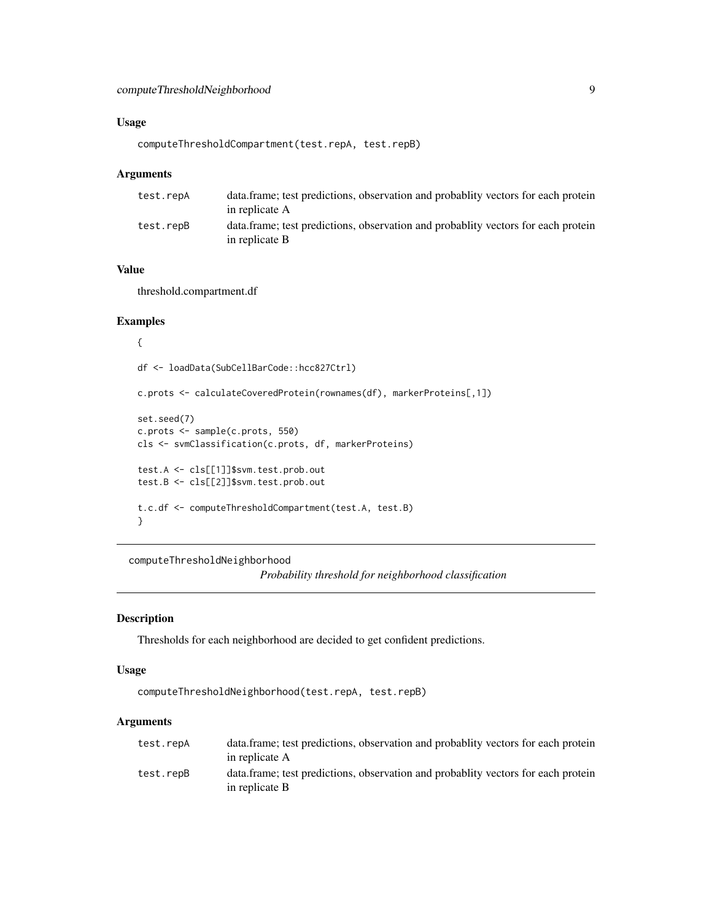### Usage

```
computeThresholdCompartment(test.repA, test.repB)
```

### Arguments

| | |
|---|---|
| test.repA | data.frame; test predictions, observation and probablity vectors for each protein in replicate A |
| test.repB | data.frame; test predictions, observation and probablity vectors for each protein in replicate B |

### Value

threshold.compartment.df

### Examples

```
{

df <- loadData(SubCellBarCode::hcc827Ctrl)

c.prots <- calculateCoveredProtein(rownames(df), markerProteins[,1])

set.seed(7)
c.prots <- sample(c.prots, 550)
cls <- svmClassification(c.prots, df, markerProteins)

test.A <- cls[[1]]$svm.test.prob.out
test.B <- cls[[2]]$svm.test.prob.out

t.c.df <- computeThresholdCompartment(test.A, test.B)
}
```

---

## computeThresholdNeighborhood

*Probability threshold for neighborhood classification*

### Description

Thresholds for each neighborhood are decided to get confident predictions.

### Usage

```
computeThresholdNeighborhood(test.repA, test.repB)
```

### Arguments

| | |
|---|---|
| test.repA | data.frame; test predictions, observation and probablity vectors for each protein in replicate A |
| test.repB | data.frame; test predictions, observation and probablity vectors for each protein in replicate B |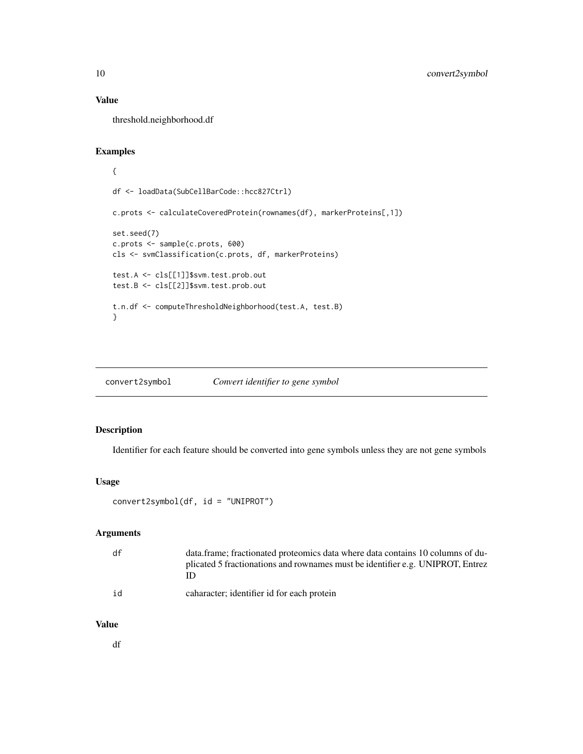## Value

threshold.neighborhood.df

## Examples

```
{

df <- loadData(SubCellBarCode::hcc827Ctrl)

c.prots <- calculateCoveredProtein(rownames(df), markerProteins[,1])

set.seed(7)
c.prots <- sample(c.prots, 600)
cls <- svmClassification(c.prots, df, markerProteins)

test.A <- cls[[1]]$svm.test.prob.out
test.B <- cls[[2]]$svm.test.prob.out

t.n.df <- computeThresholdNeighborhood(test.A, test.B)
}
```

---

# convert2symbol    *Convert identifier to gene symbol*

---

## Description

Identifier for each feature should be converted into gene symbols unless they are not gene symbols

## Usage

```
convert2symbol(df, id = "UNIPROT")
```

## Arguments

| | |
|---|---|
| df | data.frame; fractionated proteomics data where data contains 10 columns of duplicated 5 fractionations and rownames must be identifier e.g. UNIPROT, Entrez ID |
| id | caharacter; identifier id for each protein |

## Value

df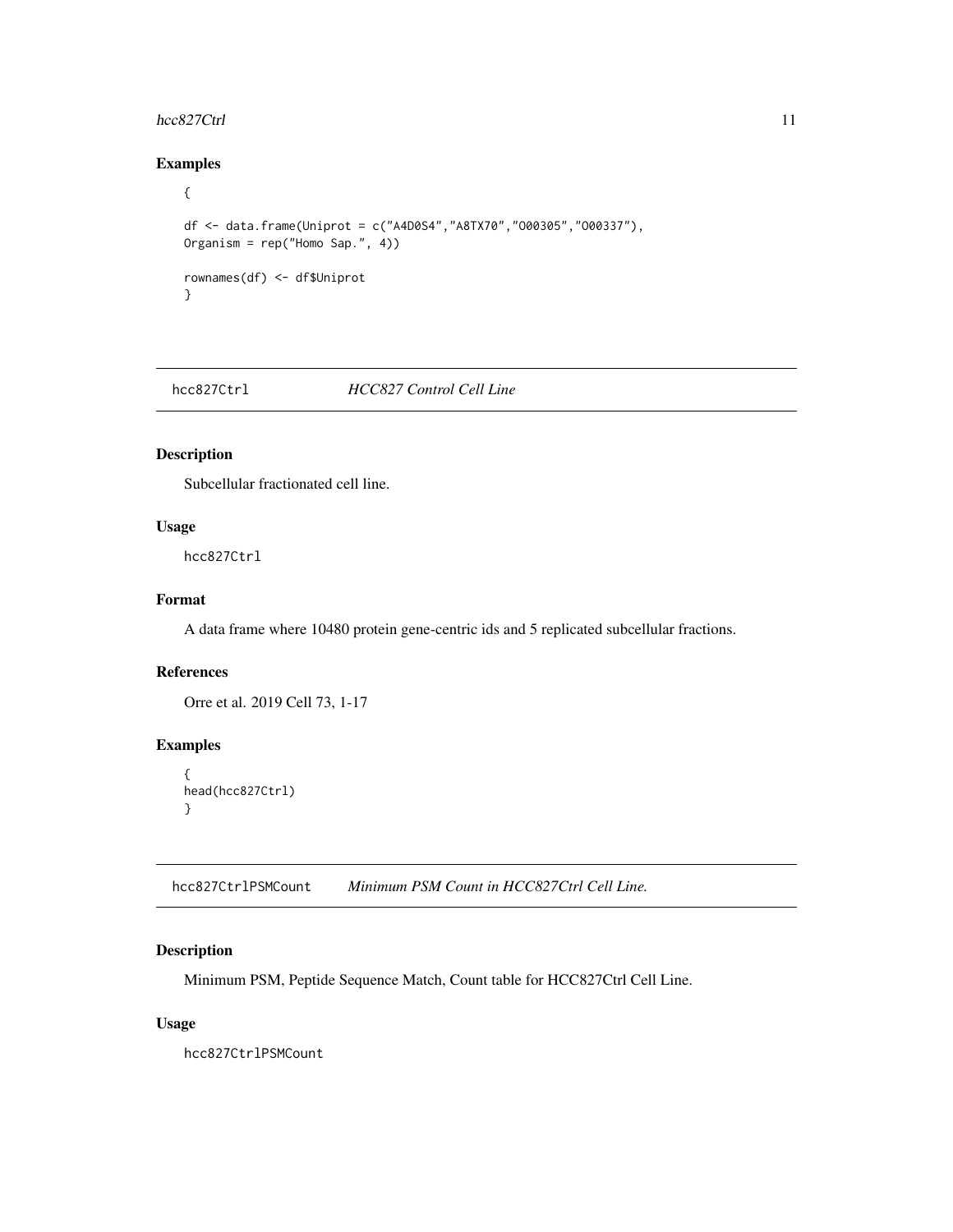## Examples

```
{

df <- data.frame(Uniprot = c("A4D0S4","A8TX70","O00305","O00337"),
Organism = rep("Homo Sap.", 4))

rownames(df) <- df$Uniprot
}
```

---

## hcc827Ctrl — *HCC827 Control Cell Line*

### Description

Subcellular fractionated cell line.

### Usage

```
hcc827Ctrl
```

### Format

A data frame where 10480 protein gene-centric ids and 5 replicated subcellular fractions.

### References

Orre et al. 2019 Cell 73, 1-17

### Examples

```
{
head(hcc827Ctrl)
}
```

---

## hcc827CtrlPSMCount — *Minimum PSM Count in HCC827Ctrl Cell Line.*

### Description

Minimum PSM, Peptide Sequence Match, Count table for HCC827Ctrl Cell Line.

### Usage

```
hcc827CtrlPSMCount
```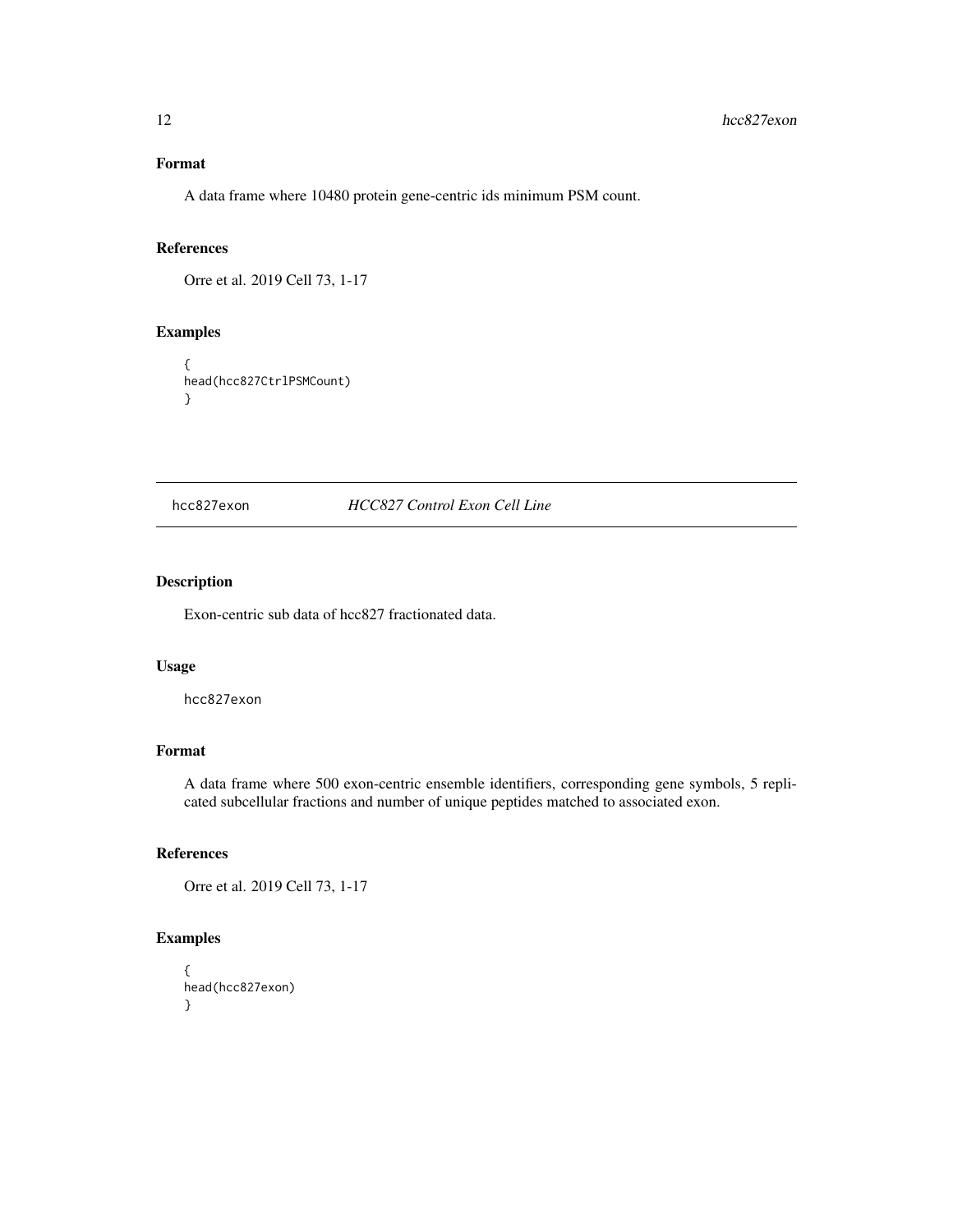### Format

A data frame where 10480 protein gene-centric ids minimum PSM count.

### References

Orre et al. 2019 Cell 73, 1-17

### Examples

```
{
head(hcc827CtrlPSMCount)
}
```

## hcc827exon *HCC827 Control Exon Cell Line*

### Description

Exon-centric sub data of hcc827 fractionated data.

### Usage

```
hcc827exon
```

### Format

A data frame where 500 exon-centric ensemble identifiers, corresponding gene symbols, 5 replicated subcellular fractions and number of unique peptides matched to associated exon.

### References

Orre et al. 2019 Cell 73, 1-17

### Examples

```
{
head(hcc827exon)
}
```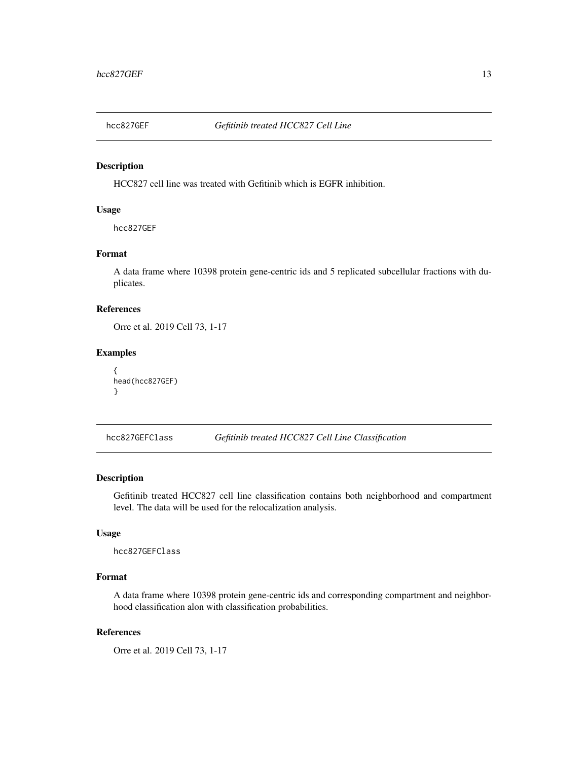## hcc827GEF *Gefitinib treated HCC827 Cell Line*

### Description

HCC827 cell line was treated with Gefitinib which is EGFR inhibition.

### Usage

```
hcc827GEF
```

### Format

A data frame where 10398 protein gene-centric ids and 5 replicated subcellular fractions with duplicates.

### References

Orre et al. 2019 Cell 73, 1-17

### Examples

```
{
head(hcc827GEF)
}
```

## hcc827GEFClass *Gefitinib treated HCC827 Cell Line Classification*

### Description

Gefitinib treated HCC827 cell line classification contains both neighborhood and compartment level. The data will be used for the relocalization analysis.

### Usage

```
hcc827GEFClass
```

### Format

A data frame where 10398 protein gene-centric ids and corresponding compartment and neighborhood classification alon with classification probabilities.

### References

Orre et al. 2019 Cell 73, 1-17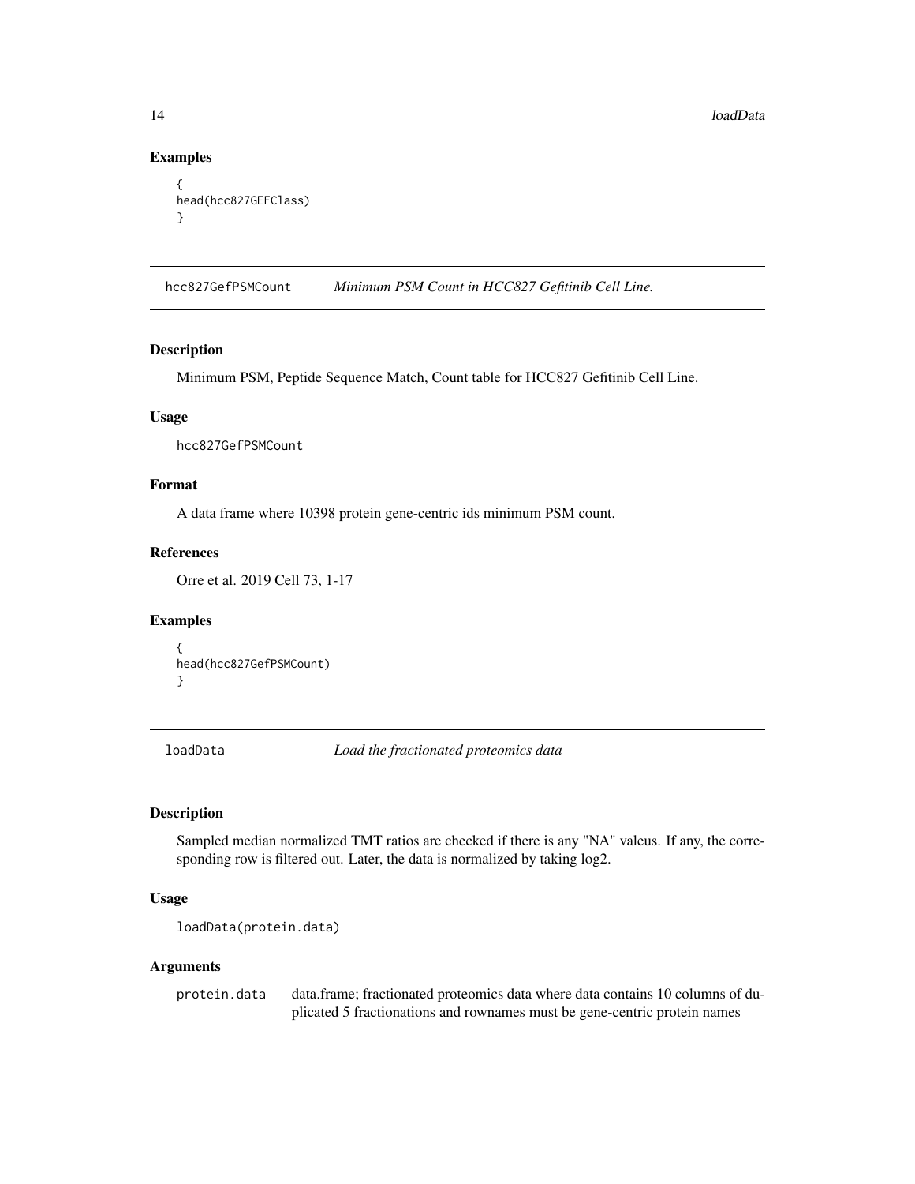## Examples

```
{
head(hcc827GEFClass)
}
```

---

## hcc827GefPSMCount *Minimum PSM Count in HCC827 Gefitinib Cell Line.*

### Description

Minimum PSM, Peptide Sequence Match, Count table for HCC827 Gefitinib Cell Line.

### Usage

```
hcc827GefPSMCount
```

### Format

A data frame where 10398 protein gene-centric ids minimum PSM count.

### References

Orre et al. 2019 Cell 73, 1-17

### Examples

```
{
head(hcc827GefPSMCount)
}
```

---

## loadData *Load the fractionated proteomics data*

### Description

Sampled median normalized TMT ratios are checked if there is any "NA" valeus. If any, the corresponding row is filtered out. Later, the data is normalized by taking log2.

### Usage

```
loadData(protein.data)
```

### Arguments

| | |
|---|---|
| protein.data | data.frame; fractionated proteomics data where data contains 10 columns of duplicated 5 fractionations and rownames must be gene-centric protein names |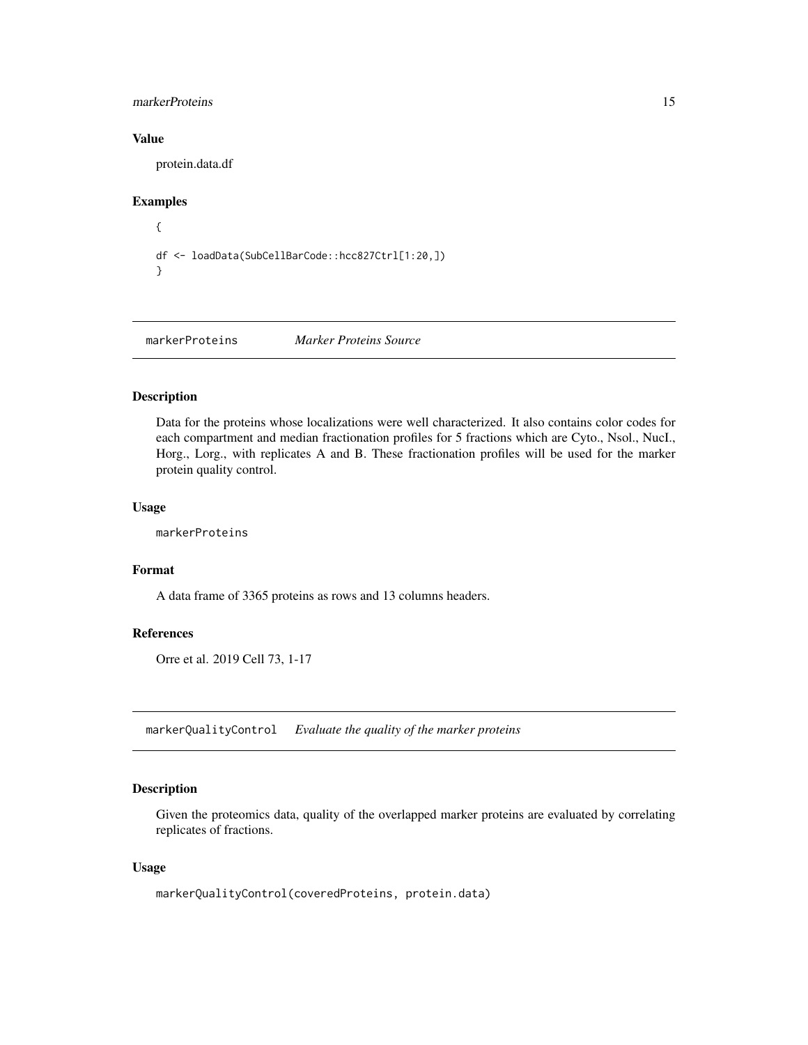## Value

protein.data.df

## Examples

```
{

df <- loadData(SubCellBarCode::hcc827Ctrl[1:20,])
}
```

---

## markerProteins — *Marker Proteins Source*

### Description

Data for the proteins whose localizations were well characterized. It also contains color codes for each compartment and median fractionation profiles for 5 fractions which are Cyto., Nsol., NucI., Horg., Lorg., with replicates A and B. These fractionation profiles will be used for the marker protein quality control.

### Usage

```
markerProteins
```

### Format

A data frame of 3365 proteins as rows and 13 columns headers.

### References

Orre et al. 2019 Cell 73, 1-17

---

## markerQualityControl — *Evaluate the quality of the marker proteins*

### Description

Given the proteomics data, quality of the overlapped marker proteins are evaluated by correlating replicates of fractions.

### Usage

```
markerQualityControl(coveredProteins, protein.data)
```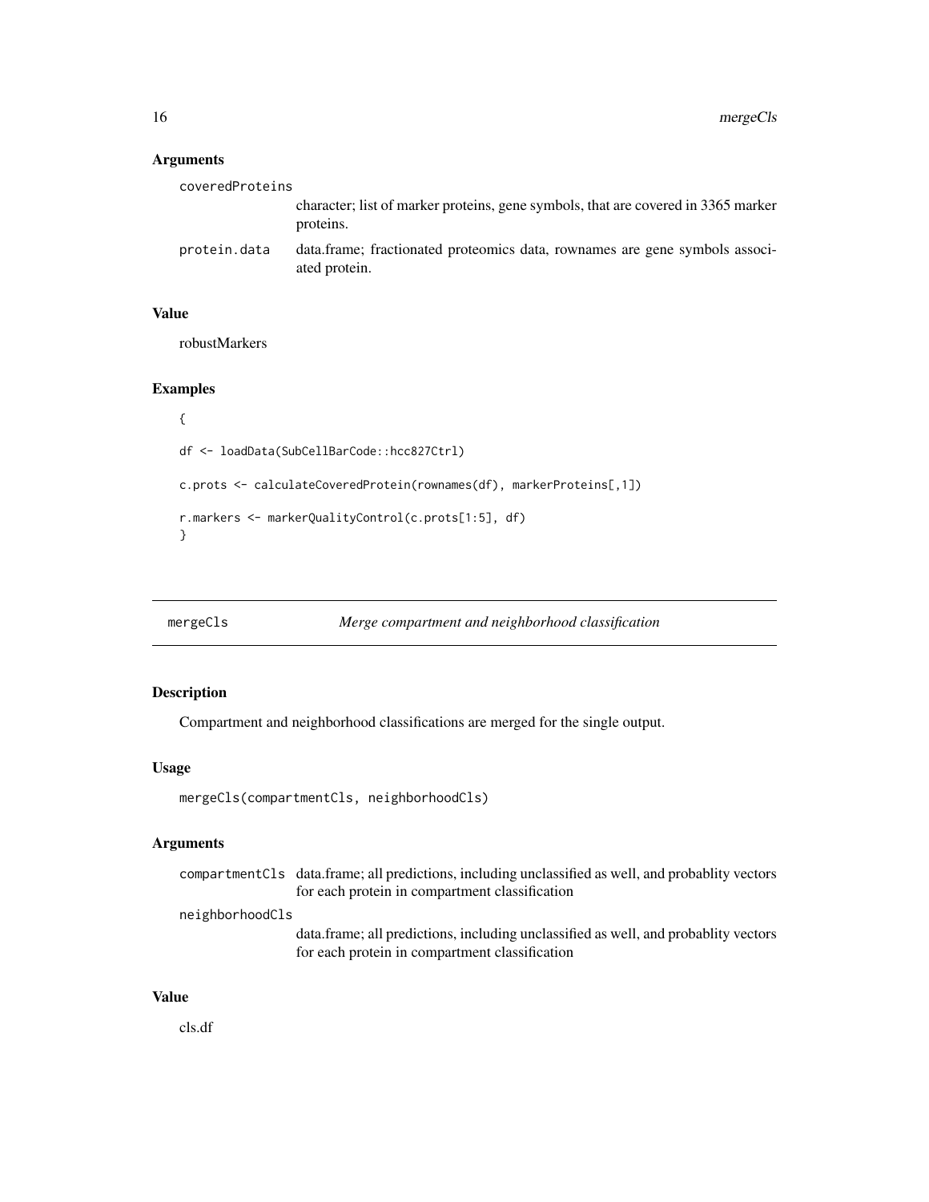### Arguments

- **coveredProteins**: character; list of marker proteins, gene symbols, that are covered in 3365 marker proteins.
- **protein.data**: data.frame; fractionated proteomics data, rownames are gene symbols associated protein.

### Value

robustMarkers

### Examples

```
{

df <- loadData(SubCellBarCode::hcc827Ctrl)

c.prots <- calculateCoveredProtein(rownames(df), markerProteins[,1])

r.markers <- markerQualityControl(c.prots[1:5], df)
}
```

---

## mergeCls — *Merge compartment and neighborhood classification*

### Description

Compartment and neighborhood classifications are merged for the single output.

### Usage

```
mergeCls(compartmentCls, neighborhoodCls)
```

### Arguments

- **compartmentCls**: data.frame; all predictions, including unclassified as well, and probablity vectors for each protein in compartment classification
- **neighborhoodCls**: data.frame; all predictions, including unclassified as well, and probablity vectors for each protein in compartment classification

### Value

cls.df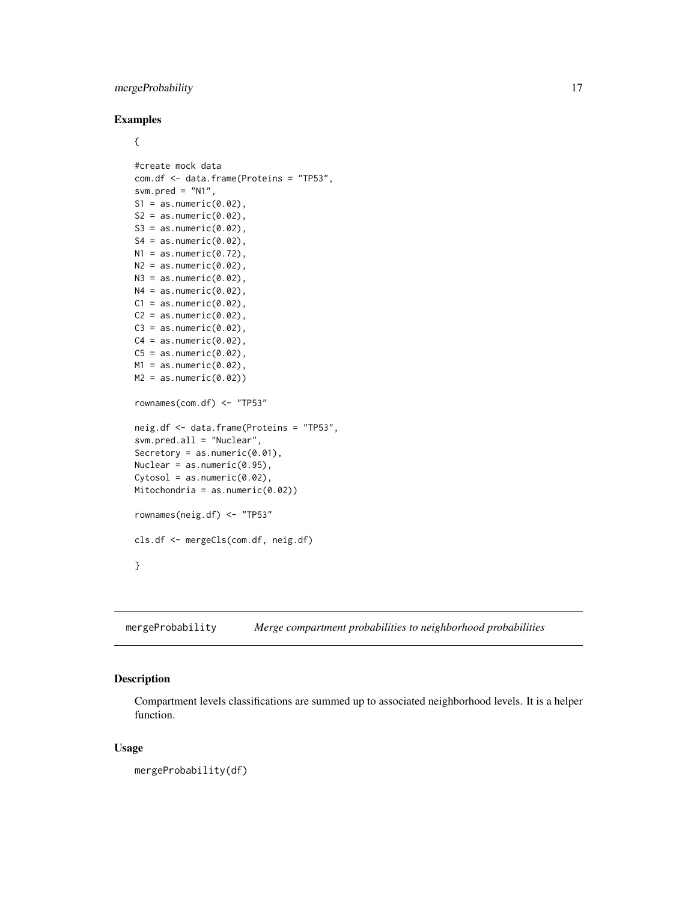## Examples

```
{

#create mock data
com.df <- data.frame(Proteins = "TP53",
svm.pred = "N1",
S1 = as.numeric(0.02),
S2 = as.numeric(0.02),
S3 = as.numeric(0.02),
S4 = as.numeric(0.02),
N1 = as.numeric(0.72),
N2 = as.numeric(0.02),
N3 = as.numeric(0.02),
N4 = as.numeric(0.02),
C1 = as.numeric(0.02),
C2 = as.numeric(0.02),
C3 = as.numeric(0.02),
C4 = as.numeric(0.02),
C5 = as.numeric(0.02),
M1 = as.numeric(0.02),
M2 = as.numeric(0.02))

rownames(com.df) <- "TP53"

neig.df <- data.frame(Proteins = "TP53",
svm.pred.all = "Nuclear",
Secretory = as.numeric(0.01),
Nuclear = as.numeric(0.95),
Cytosol = as.numeric(0.02),
Mitochondria = as.numeric(0.02))

rownames(neig.df) <- "TP53"

cls.df <- mergeCls(com.df, neig.df)

}
```

---

# mergeProbability *Merge compartment probabilities to neighborhood probabilities*

## Description

Compartment levels classifications are summed up to associated neighborhood levels. It is a helper function.

## Usage

```
mergeProbability(df)
```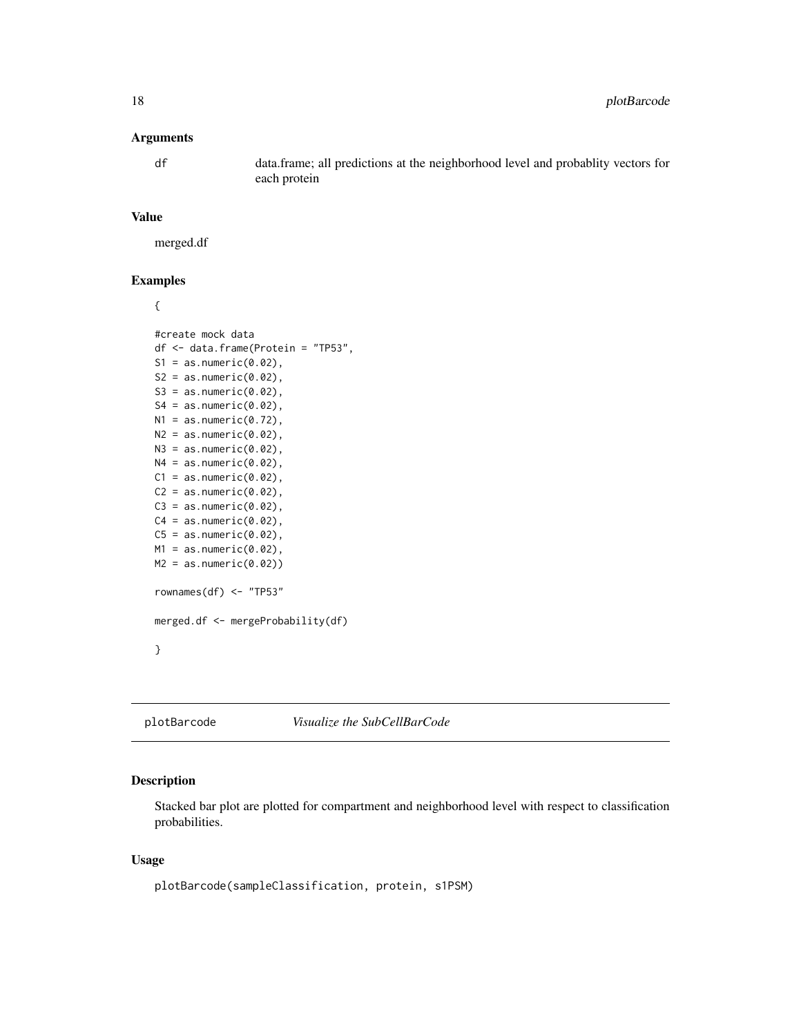### Arguments

df  data.frame; all predictions at the neighborhood level and probablity vectors for each protein

### Value

merged.df

### Examples

```
{

#create mock data
df <- data.frame(Protein = "TP53",
S1 = as.numeric(0.02),
S2 = as.numeric(0.02),
S3 = as.numeric(0.02),
S4 = as.numeric(0.02),
N1 = as.numeric(0.72),
N2 = as.numeric(0.02),
N3 = as.numeric(0.02),
N4 = as.numeric(0.02),
C1 = as.numeric(0.02),
C2 = as.numeric(0.02),
C3 = as.numeric(0.02),
C4 = as.numeric(0.02),
C5 = as.numeric(0.02),
M1 = as.numeric(0.02),
M2 = as.numeric(0.02))

rownames(df) <- "TP53"

merged.df <- mergeProbability(df)

}
```

## plotBarcode *Visualize the SubCellBarCode*

### Description

Stacked bar plot are plotted for compartment and neighborhood level with respect to classification probabilities.

### Usage

```
plotBarcode(sampleClassification, protein, s1PSM)
```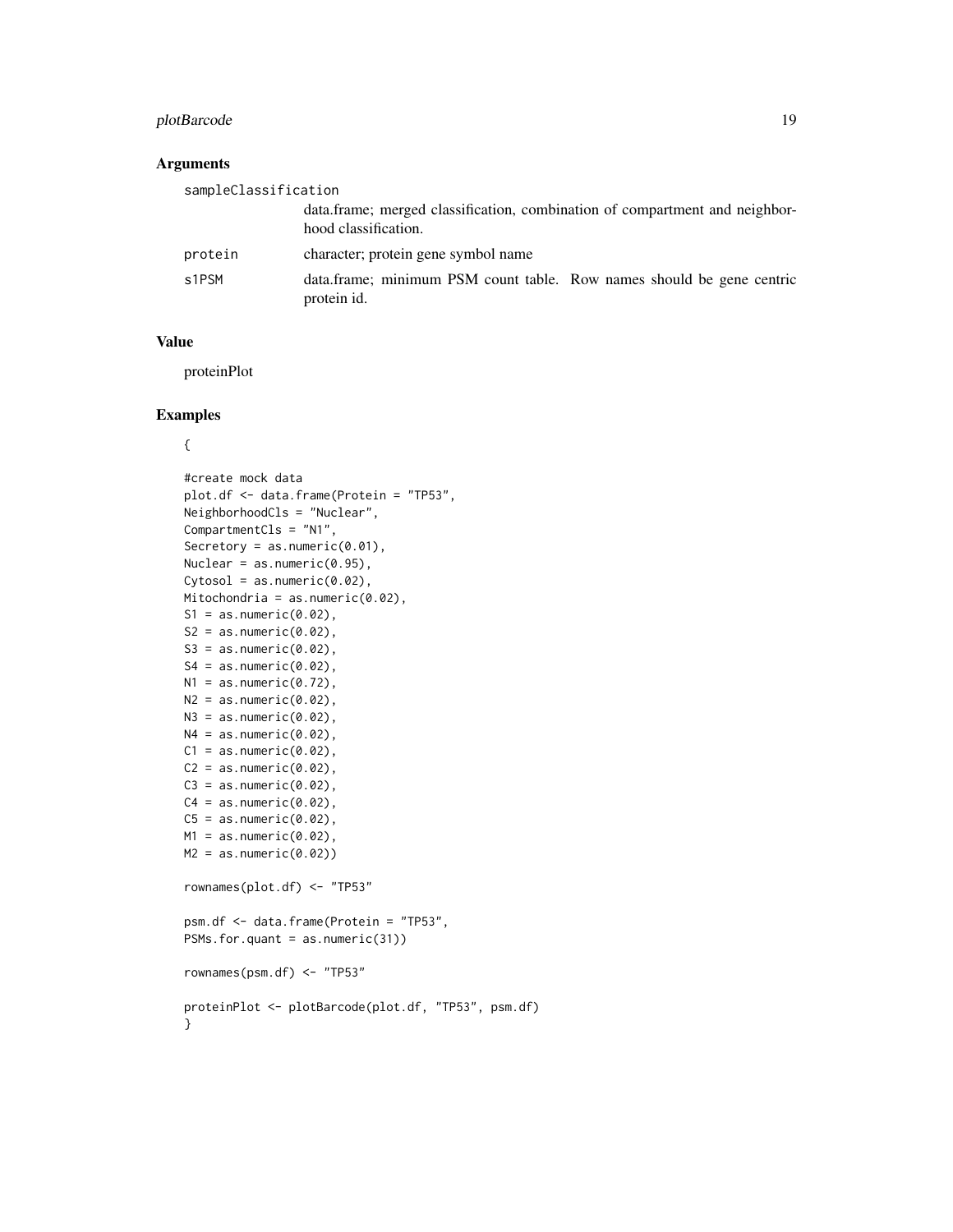### Arguments

sampleClassification
: data.frame; merged classification, combination of compartment and neighborhood classification.

protein
: character; protein gene symbol name

s1PSM
: data.frame; minimum PSM count table. Row names should be gene centric protein id.

### Value

proteinPlot

### Examples

```
{

#create mock data
plot.df <- data.frame(Protein = "TP53",
NeighborhoodCls = "Nuclear",
CompartmentCls = "N1",
Secretory = as.numeric(0.01),
Nuclear = as.numeric(0.95),
Cytosol = as.numeric(0.02),
Mitochondria = as.numeric(0.02),
S1 = as.numeric(0.02),
S2 = as.numeric(0.02),
S3 = as.numeric(0.02),
S4 = as.numeric(0.02),
N1 = as.numeric(0.72),
N2 = as.numeric(0.02),
N3 = as.numeric(0.02),
N4 = as.numeric(0.02),
C1 = as.numeric(0.02),
C2 = as.numeric(0.02),
C3 = as.numeric(0.02),
C4 = as.numeric(0.02),
C5 = as.numeric(0.02),
M1 = as.numeric(0.02),
M2 = as.numeric(0.02))

rownames(plot.df) <- "TP53"

psm.df <- data.frame(Protein = "TP53",
PSMs.for.quant = as.numeric(31))

rownames(psm.df) <- "TP53"

proteinPlot <- plotBarcode(plot.df, "TP53", psm.df)
}
```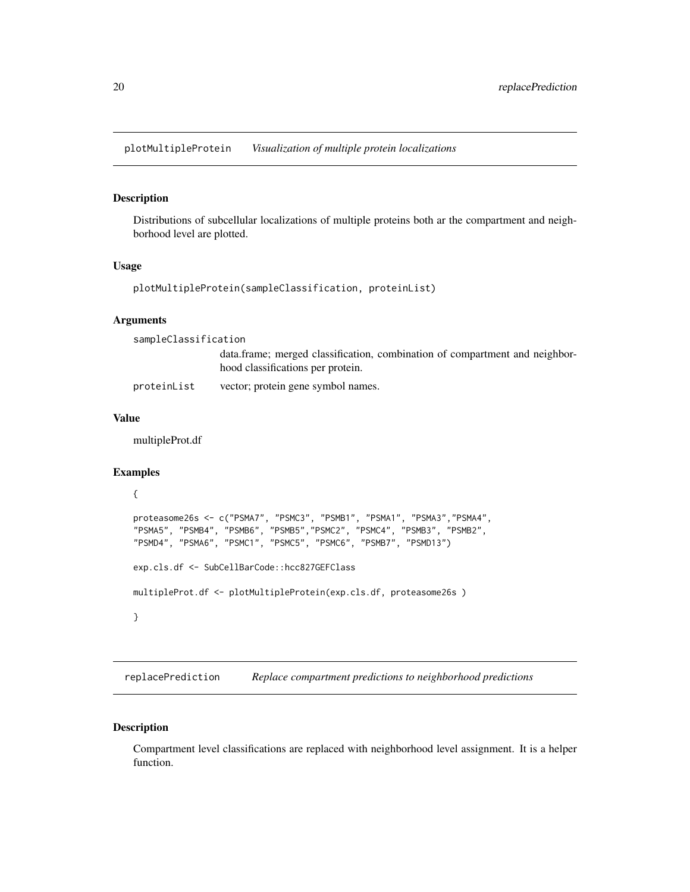## plotMultipleProtein *Visualization of multiple protein localizations*

### Description

Distributions of subcellular localizations of multiple proteins both ar the compartment and neighborhood level are plotted.

### Usage

```
plotMultipleProtein(sampleClassification, proteinList)
```

### Arguments

| | |
|---|---|
| sampleClassification | data.frame; merged classification, combination of compartment and neighborhood classifications per protein. |
| proteinList | vector; protein gene symbol names. |

### Value

multipleProt.df

### Examples

```
{

proteasome26s <- c("PSMA7", "PSMC3", "PSMB1", "PSMA1", "PSMA3","PSMA4",
"PSMA5", "PSMB4", "PSMB6", "PSMB5","PSMC2", "PSMC4", "PSMB3", "PSMB2",
"PSMD4", "PSMA6", "PSMC1", "PSMC5", "PSMC6", "PSMB7", "PSMD13")

exp.cls.df <- SubCellBarCode::hcc827GEFClass

multipleProt.df <- plotMultipleProtein(exp.cls.df, proteasome26s )

}
```

## replacePrediction *Replace compartment predictions to neighborhood predictions*

### Description

Compartment level classifications are replaced with neighborhood level assignment. It is a helper function.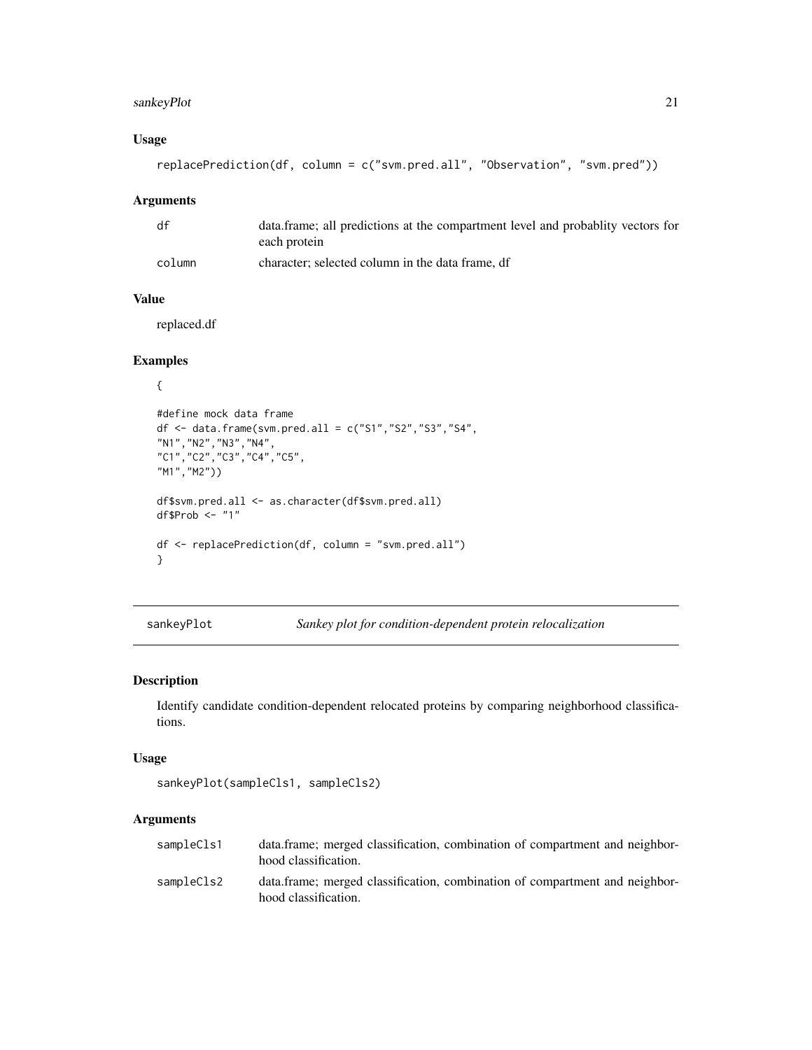## Usage

```
replacePrediction(df, column = c("svm.pred.all", "Observation", "svm.pred"))
```

## Arguments

| | |
|---|---|
| df | data.frame; all predictions at the compartment level and probablity vectors for each protein |
| column | character; selected column in the data frame, df |

## Value

replaced.df

## Examples

```
{

#define mock data frame
df <- data.frame(svm.pred.all = c("S1","S2","S3","S4",
"N1","N2","N3","N4",
"C1","C2","C3","C4","C5",
"M1","M2"))

df$svm.pred.all <- as.character(df$svm.pred.all)
df$Prob <- "1"

df <- replacePrediction(df, column = "svm.pred.all")
}
```

---

# sankeyPlot — *Sankey plot for condition-dependent protein relocalization*

## Description

Identify candidate condition-dependent relocated proteins by comparing neighborhood classifications.

## Usage

```
sankeyPlot(sampleCls1, sampleCls2)
```

## Arguments

| | |
|---|---|
| sampleCls1 | data.frame; merged classification, combination of compartment and neighborhood classification. |
| sampleCls2 | data.frame; merged classification, combination of compartment and neighborhood classification. |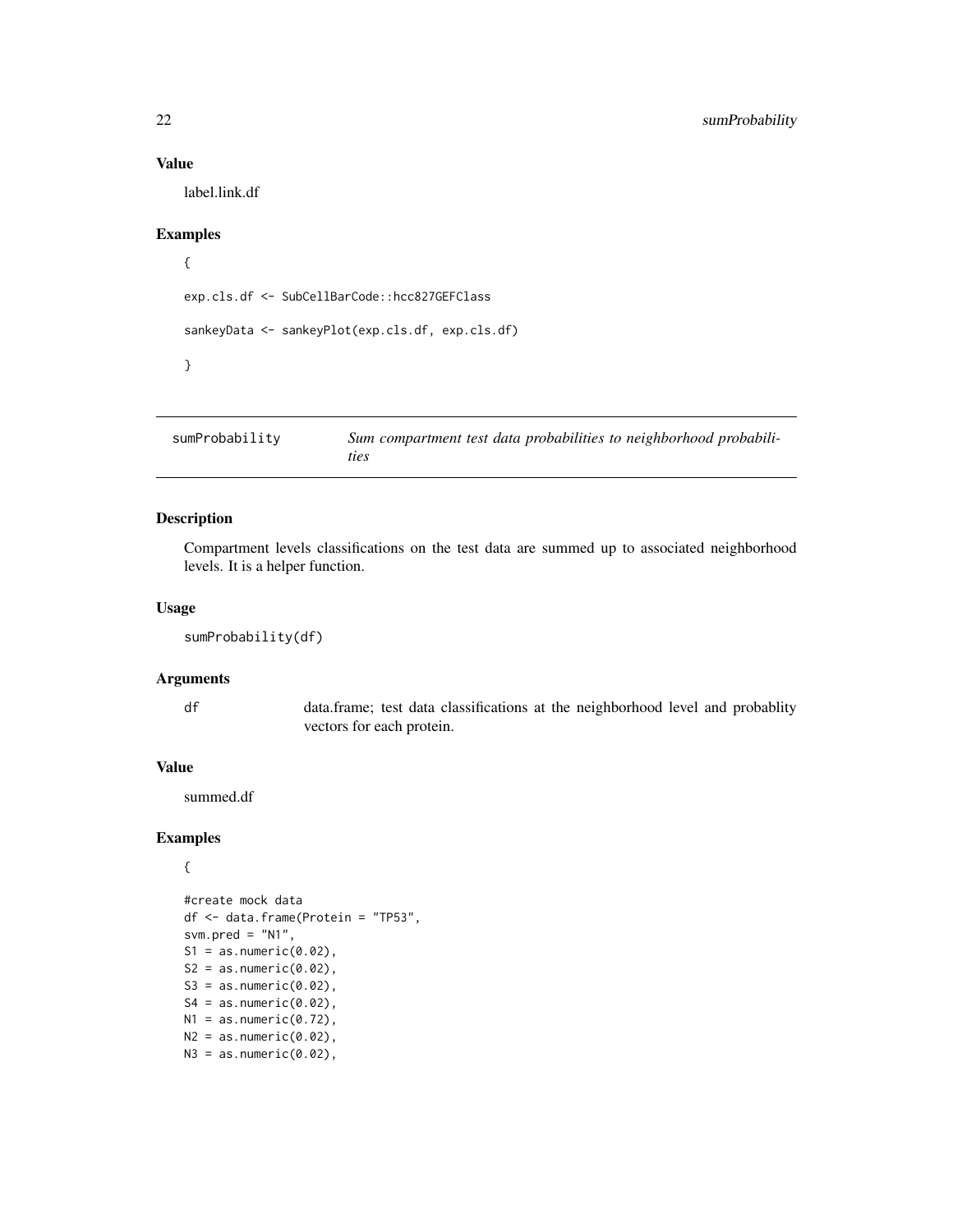## Value

label.link.df

## Examples

```
{

exp.cls.df <- SubCellBarCode::hcc827GEFClass

sankeyData <- sankeyPlot(exp.cls.df, exp.cls.df)

}
```

---

# sumProbability *Sum compartment test data probabilities to neighborhood probabilities*

---

## Description

Compartment levels classifications on the test data are summed up to associated neighborhood levels. It is a helper function.

## Usage

```
sumProbability(df)
```

## Arguments

| | |
|---|---|
| df | data.frame; test data classifications at the neighborhood level and probablity vectors for each protein. |

## Value

summed.df

## Examples

```
{

#create mock data
df <- data.frame(Protein = "TP53",
svm.pred = "N1",
S1 = as.numeric(0.02),
S2 = as.numeric(0.02),
S3 = as.numeric(0.02),
S4 = as.numeric(0.02),
N1 = as.numeric(0.72),
N2 = as.numeric(0.02),
N3 = as.numeric(0.02),
```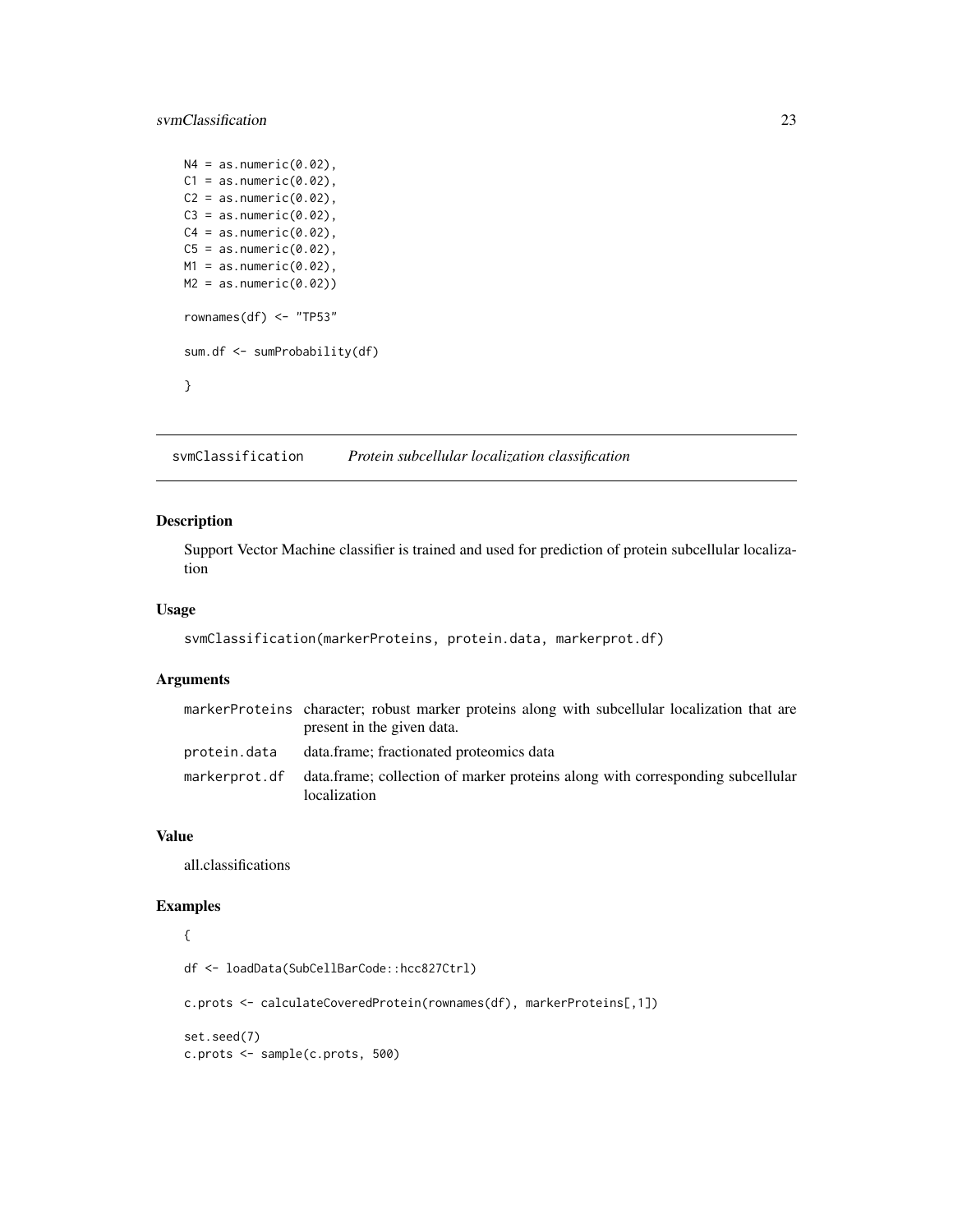```
N4 = as.numeric(0.02),
C1 = as.numeric(0.02),
C2 = as.numeric(0.02),
C3 = as.numeric(0.02),
C4 = as.numeric(0.02),
C5 = as.numeric(0.02),
M1 = as.numeric(0.02),
M2 = as.numeric(0.02))

rownames(df) <- "TP53"

sum.df <- sumProbability(df)

}
```

## svmClassification *Protein subcellular localization classification*

### Description

Support Vector Machine classifier is trained and used for prediction of protein subcellular localization

### Usage

```
svmClassification(markerProteins, protein.data, markerprot.df)
```

### Arguments

| | |
|---|---|
| markerProteins | character; robust marker proteins along with subcellular localization that are present in the given data. |
| protein.data | data.frame; fractionated proteomics data |
| markerprot.df | data.frame; collection of marker proteins along with corresponding subcellular localization |

### Value

all.classifications

### Examples

```
{

df <- loadData(SubCellBarCode::hcc827Ctrl)

c.prots <- calculateCoveredProtein(rownames(df), markerProteins[,1])

set.seed(7)
c.prots <- sample(c.prots, 500)
```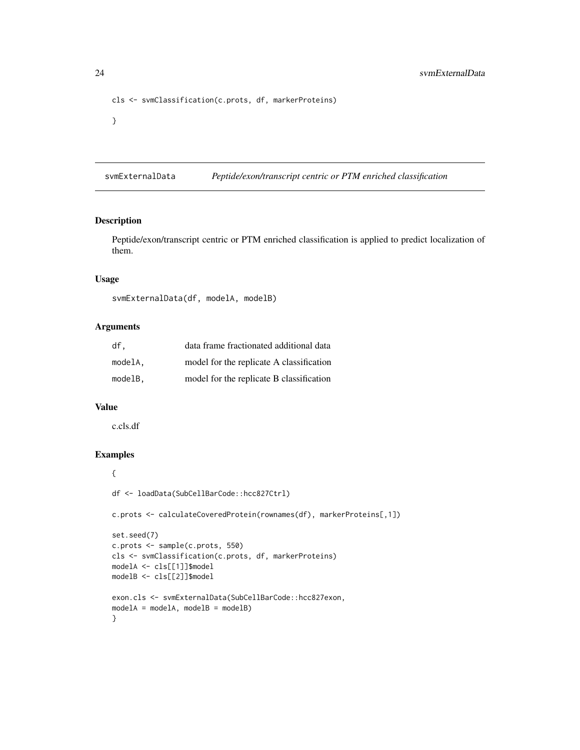```
cls <- svmClassification(c.prots, df, markerProteins)

}
```

## svmExternalData — *Peptide/exon/transcript centric or PTM enriched classification*

### Description

Peptide/exon/transcript centric or PTM enriched classification is applied to predict localization of them.

### Usage

```
svmExternalData(df, modelA, modelB)
```

### Arguments

| | |
|---|---|
| `df,` | data frame fractionated additional data |
| `modelA,` | model for the replicate A classification |
| `modelB,` | model for the replicate B classification |

### Value

c.cls.df

### Examples

```
{

df <- loadData(SubCellBarCode::hcc827Ctrl)

c.prots <- calculateCoveredProtein(rownames(df), markerProteins[,1])

set.seed(7)
c.prots <- sample(c.prots, 550)
cls <- svmClassification(c.prots, df, markerProteins)
modelA <- cls[[1]]$model
modelB <- cls[[2]]$model

exon.cls <- svmExternalData(SubCellBarCode::hcc827exon,
modelA = modelA, modelB = modelB)
}
```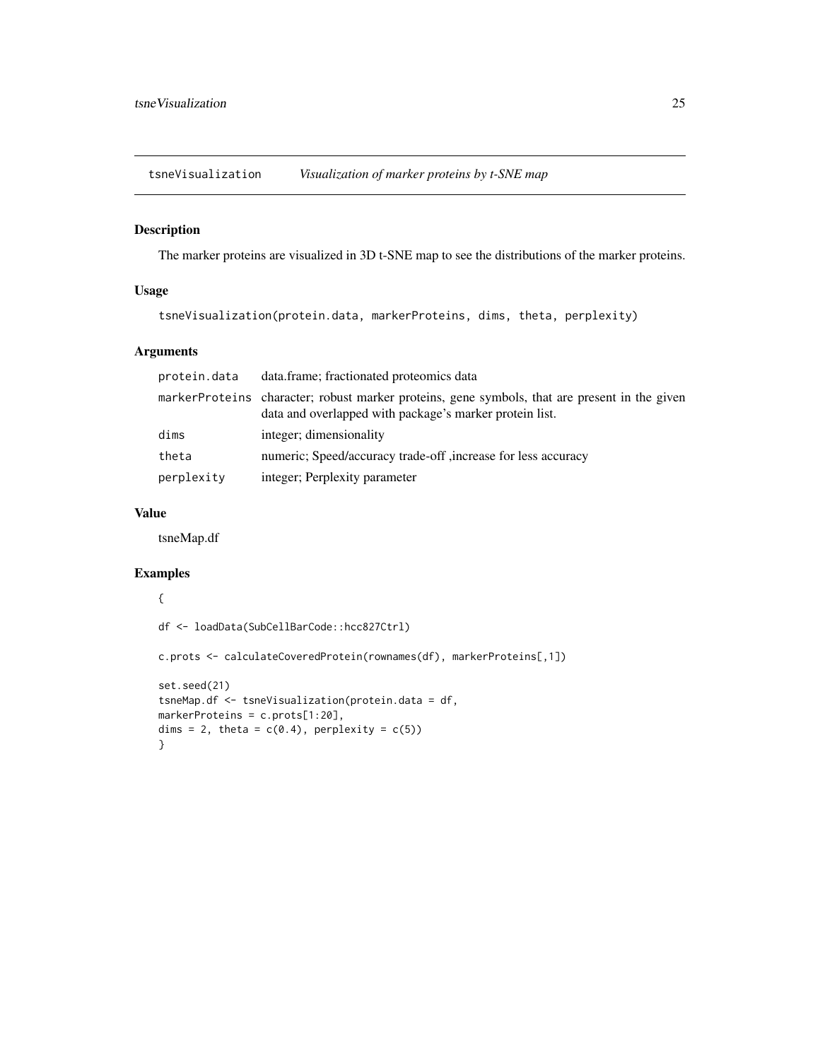## tsneVisualization *Visualization of marker proteins by t-SNE map*

### Description

The marker proteins are visualized in 3D t-SNE map to see the distributions of the marker proteins.

### Usage

```
tsneVisualization(protein.data, markerProteins, dims, theta, perplexity)
```

### Arguments

| | |
|---|---|
| `protein.data` | data.frame; fractionated proteomics data |
| `markerProteins` | character; robust marker proteins, gene symbols, that are present in the given data and overlapped with package's marker protein list. |
| `dims` | integer; dimensionality |
| `theta` | numeric; Speed/accuracy trade-off ,increase for less accuracy |
| `perplexity` | integer; Perplexity parameter |

### Value

tsneMap.df

### Examples

```
{

df <- loadData(SubCellBarCode::hcc827Ctrl)

c.prots <- calculateCoveredProtein(rownames(df), markerProteins[,1])

set.seed(21)
tsneMap.df <- tsneVisualization(protein.data = df,
markerProteins = c.prots[1:20],
dims = 2, theta = c(0.4), perplexity = c(5))
}
```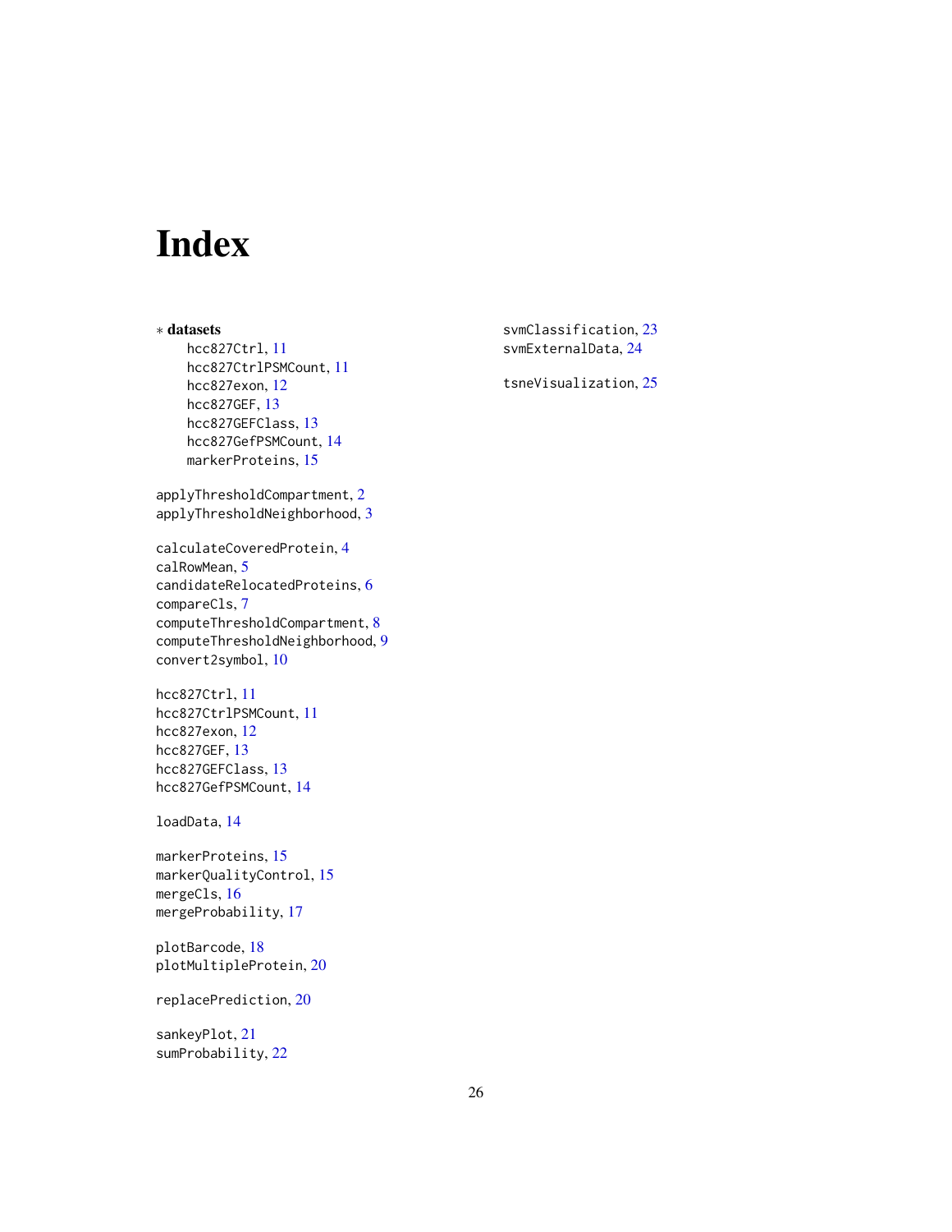# Index

\* **datasets**
  - hcc827Ctrl, 11
  - hcc827CtrlPSMCount, 11
  - hcc827exon, 12
  - hcc827GEF, 13
  - hcc827GEFClass, 13
  - hcc827GefPSMCount, 14
  - markerProteins, 15

applyThresholdCompartment, 2
applyThresholdNeighborhood, 3

calculateCoveredProtein, 4
calRowMean, 5
candidateRelocatedProteins, 6
compareCls, 7
computeThresholdCompartment, 8
computeThresholdNeighborhood, 9
convert2symbol, 10

hcc827Ctrl, 11
hcc827CtrlPSMCount, 11
hcc827exon, 12
hcc827GEF, 13
hcc827GEFClass, 13
hcc827GefPSMCount, 14

loadData, 14

markerProteins, 15
markerQualityControl, 15
mergeCls, 16
mergeProbability, 17

plotBarcode, 18
plotMultipleProtein, 20

replacePrediction, 20

sankeyPlot, 21
sumProbability, 22

svmClassification, 23
svmExternalData, 24

tsneVisualization, 25